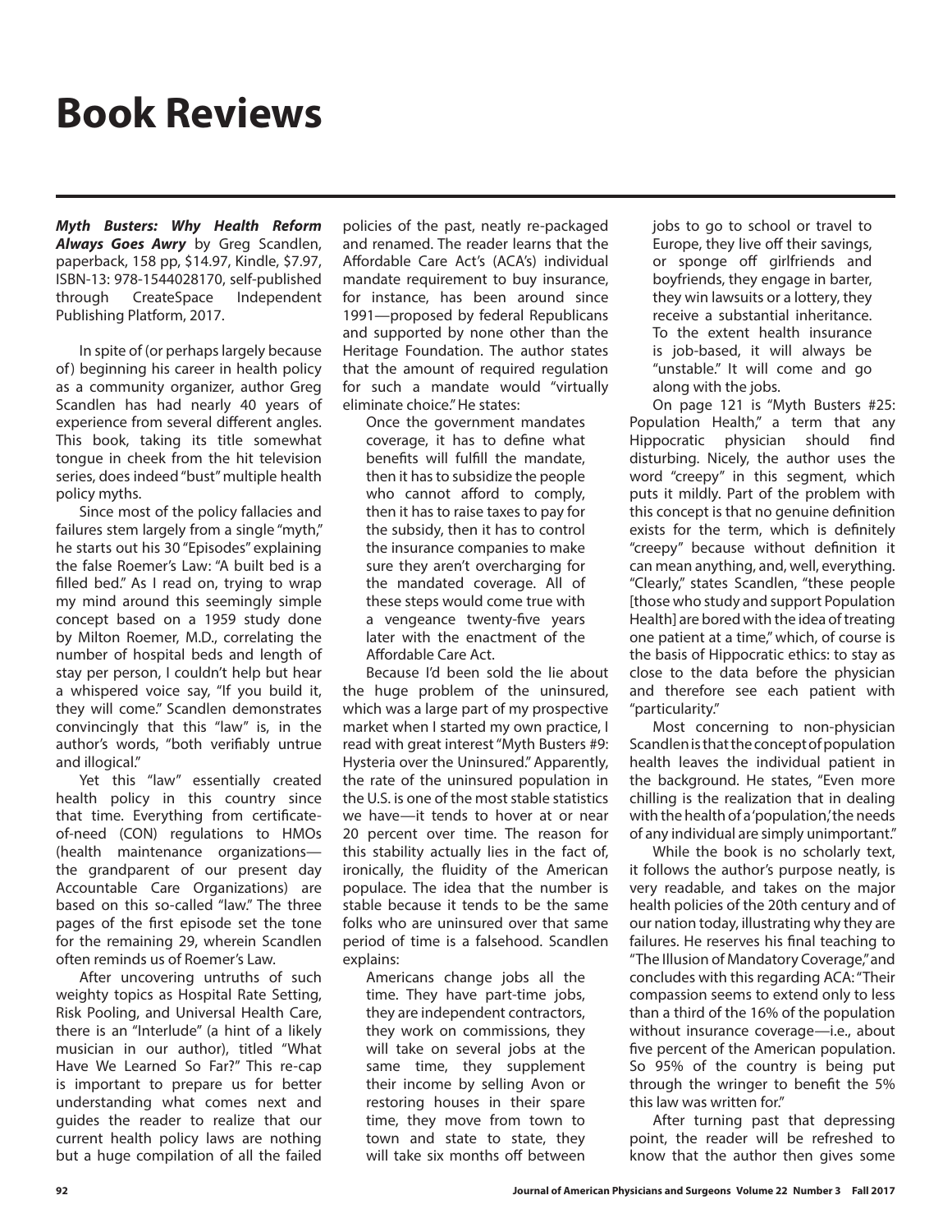# Book Reviews

***Myth Busters: Why Health Reform Always Goes Awry*** by Greg Scandlen, paperback, 158 pp, $14.97, Kindle, $7.97, ISBN-13: 978-1544028170, self-published through CreateSpace Independent Publishing Platform, 2017.

In spite of (or perhaps largely because of) beginning his career in health policy as a community organizer, author Greg Scandlen has had nearly 40 years of experience from several different angles. This book, taking its title somewhat tongue in cheek from the hit television series, does indeed "bust" multiple health policy myths.

Since most of the policy fallacies and failures stem largely from a single "myth," he starts out his 30 "Episodes" explaining the false Roemer's Law: "A built bed is a filled bed." As I read on, trying to wrap my mind around this seemingly simple concept based on a 1959 study done by Milton Roemer, M.D., correlating the number of hospital beds and length of stay per person, I couldn't help but hear a whispered voice say, "If you build it, they will come." Scandlen demonstrates convincingly that this "law" is, in the author's words, "both verifiably untrue and illogical."

Yet this "law" essentially created health policy in this country since that time. Everything from certificate-of-need (CON) regulations to HMOs (health maintenance organizations—the grandparent of our present day Accountable Care Organizations) are based on this so-called "law." The three pages of the first episode set the tone for the remaining 29, wherein Scandlen often reminds us of Roemer's Law.

After uncovering untruths of such weighty topics as Hospital Rate Setting, Risk Pooling, and Universal Health Care, there is an "Interlude" (a hint of a likely musician in our author), titled "What Have We Learned So Far?" This re-cap is important to prepare us for better understanding what comes next and guides the reader to realize that our current health policy laws are nothing but a huge compilation of all the failed policies of the past, neatly re-packaged and renamed. The reader learns that the Affordable Care Act's (ACA's) individual mandate requirement to buy insurance, for instance, has been around since 1991—proposed by federal Republicans and supported by none other than the Heritage Foundation. The author states that the amount of required regulation for such a mandate would "virtually eliminate choice." He states:

> Once the government mandates coverage, it has to define what benefits will fulfill the mandate, then it has to subsidize the people who cannot afford to comply, then it has to raise taxes to pay for the subsidy, then it has to control the insurance companies to make sure they aren't overcharging for the mandated coverage. All of these steps would come true with a vengeance twenty-five years later with the enactment of the Affordable Care Act.

Because I'd been sold the lie about the huge problem of the uninsured, which was a large part of my prospective market when I started my own practice, I read with great interest "Myth Busters #9: Hysteria over the Uninsured." Apparently, the rate of the uninsured population in the U.S. is one of the most stable statistics we have—it tends to hover at or near 20 percent over time. The reason for this stability actually lies in the fact of, ironically, the fluidity of the American populace. The idea that the number is stable because it tends to be the same folks who are uninsured over that same period of time is a falsehood. Scandlen explains:

> Americans change jobs all the time. They have part-time jobs, they are independent contractors, they work on commissions, they will take on several jobs at the same time, they supplement their income by selling Avon or restoring houses in their spare time, they move from town to town and state to state, they will take six months off between jobs to go to school or travel to Europe, they live off their savings, or sponge off girlfriends and boyfriends, they engage in barter, they win lawsuits or a lottery, they receive a substantial inheritance. To the extent health insurance is job-based, it will always be "unstable." It will come and go along with the jobs.

On page 121 is "Myth Busters #25: Population Health," a term that any Hippocratic physician should find disturbing. Nicely, the author uses the word "creepy" in this segment, which puts it mildly. Part of the problem with this concept is that no genuine definition exists for the term, which is definitely "creepy" because without definition it can mean anything, and, well, everything. "Clearly," states Scandlen, "these people [those who study and support Population Health] are bored with the idea of treating one patient at a time," which, of course is the basis of Hippocratic ethics: to stay as close to the data before the physician and therefore see each patient with "particularity."

Most concerning to non-physician Scandlen is that the concept of population health leaves the individual patient in the background. He states, "Even more chilling is the realization that in dealing with the health of a 'population,' the needs of any individual are simply unimportant."

While the book is no scholarly text, it follows the author's purpose neatly, is very readable, and takes on the major health policies of the 20th century and of our nation today, illustrating why they are failures. He reserves his final teaching to "The Illusion of Mandatory Coverage," and concludes with this regarding ACA: "Their compassion seems to extend only to less than a third of the 16% of the population without insurance coverage—i.e., about five percent of the American population. So 95% of the country is being put through the wringer to benefit the 5% this law was written for."

After turning past that depressing point, the reader will be refreshed to know that the author then gives some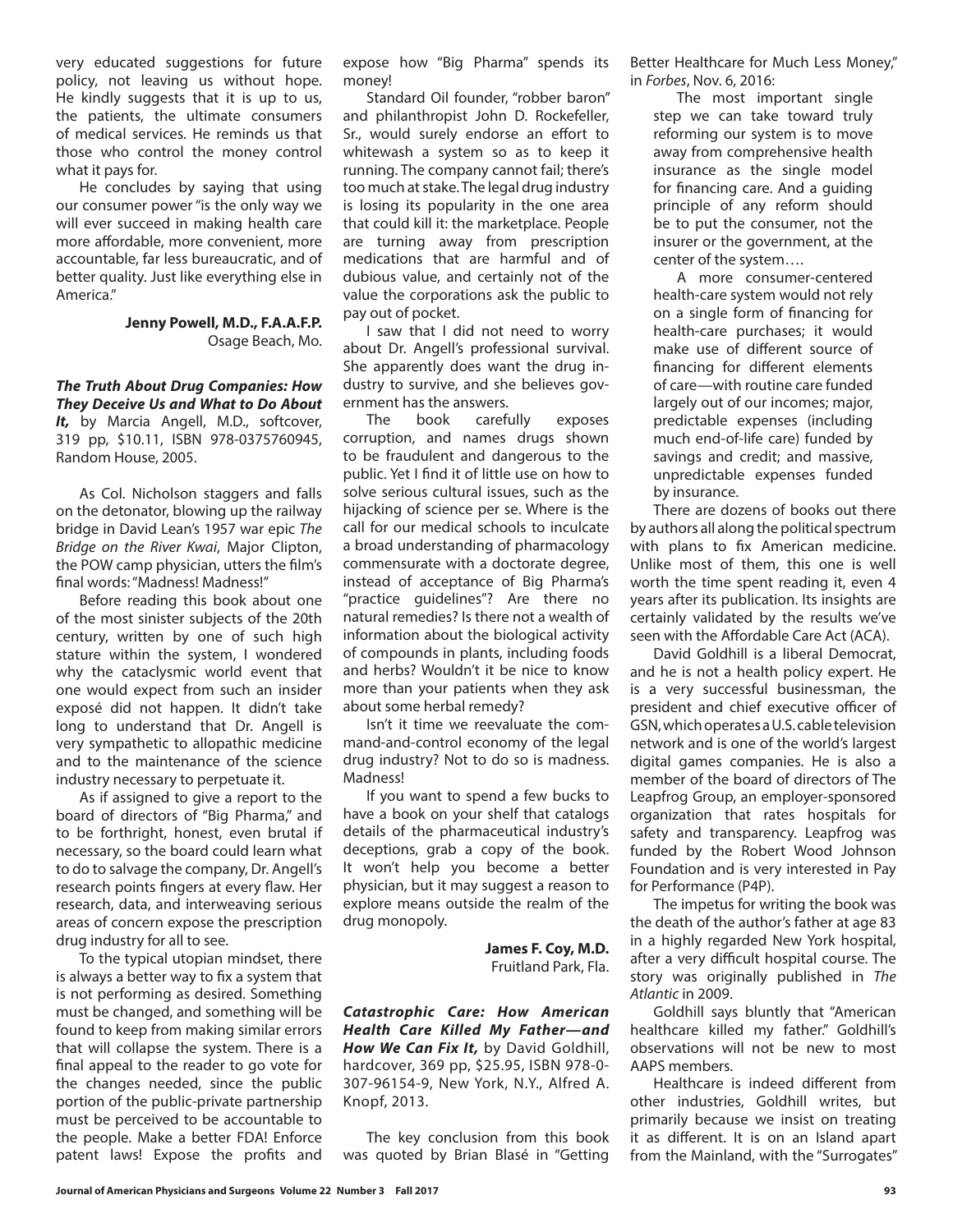very educated suggestions for future policy, not leaving us without hope. He kindly suggests that it is up to us, the patients, the ultimate consumers of medical services. He reminds us that those who control the money control what it pays for.

He concludes by saying that using our consumer power "is the only way we will ever succeed in making health care more affordable, more convenient, more accountable, far less bureaucratic, and of better quality. Just like everything else in America."

**Jenny Powell, M.D., F.A.A.F.P.**
Osage Beach, Mo.

***The Truth About Drug Companies: How They Deceive Us and What to Do About It,*** by Marcia Angell, M.D., softcover, 319 pp, $10.11, ISBN 978-0375760945, Random House, 2005.

As Col. Nicholson staggers and falls on the detonator, blowing up the railway bridge in David Lean's 1957 war epic *The Bridge on the River Kwai*, Major Clipton, the POW camp physician, utters the film's final words: "Madness! Madness!"

Before reading this book about one of the most sinister subjects of the 20th century, written by one of such high stature within the system, I wondered why the cataclysmic world event that one would expect from such an insider exposé did not happen. It didn't take long to understand that Dr. Angell is very sympathetic to allopathic medicine and to the maintenance of the science industry necessary to perpetuate it.

As if assigned to give a report to the board of directors of "Big Pharma," and to be forthright, honest, even brutal if necessary, so the board could learn what to do to salvage the company, Dr. Angell's research points fingers at every flaw. Her research, data, and interweaving serious areas of concern expose the prescription drug industry for all to see.

To the typical utopian mindset, there is always a better way to fix a system that is not performing as desired. Something must be changed, and something will be found to keep from making similar errors that will collapse the system. There is a final appeal to the reader to go vote for the changes needed, since the public portion of the public-private partnership must be perceived to be accountable to the people. Make a better FDA! Enforce patent laws! Expose the profits and expose how "Big Pharma" spends its money!

Standard Oil founder, "robber baron" and philanthropist John D. Rockefeller, Sr., would surely endorse an effort to whitewash a system so as to keep it running. The company cannot fail; there's too much at stake. The legal drug industry is losing its popularity in the one area that could kill it: the marketplace. People are turning away from prescription medications that are harmful and of dubious value, and certainly not of the value the corporations ask the public to pay out of pocket.

I saw that I did not need to worry about Dr. Angell's professional survival. She apparently does want the drug industry to survive, and she believes government has the answers.

The book carefully exposes corruption, and names drugs shown to be fraudulent and dangerous to the public. Yet I find it of little use on how to solve serious cultural issues, such as the hijacking of science per se. Where is the call for our medical schools to inculcate a broad understanding of pharmacology commensurate with a doctorate degree, instead of acceptance of Big Pharma's "practice guidelines"? Are there no natural remedies? Is there not a wealth of information about the biological activity of compounds in plants, including foods and herbs? Wouldn't it be nice to know more than your patients when they ask about some herbal remedy?

Isn't it time we reevaluate the command-and-control economy of the legal drug industry? Not to do so is madness. Madness!

If you want to spend a few bucks to have a book on your shelf that catalogs details of the pharmaceutical industry's deceptions, grab a copy of the book. It won't help you become a better physician, but it may suggest a reason to explore means outside the realm of the drug monopoly.

**James F. Coy, M.D.**
Fruitland Park, Fla.

***Catastrophic Care: How American Health Care Killed My Father—and How We Can Fix It,*** by David Goldhill, hardcover, 369 pp, $25.95, ISBN 978-0-307-96154-9, New York, N.Y., Alfred A. Knopf, 2013.

The key conclusion from this book was quoted by Brian Blasé in "Getting Better Healthcare for Much Less Money," in *Forbes*, Nov. 6, 2016:

> The most important single step we can take toward truly reforming our system is to move away from comprehensive health insurance as the single model for financing care. And a guiding principle of any reform should be to put the consumer, not the insurer or the government, at the center of the system….
>
> A more consumer-centered health-care system would not rely on a single form of financing for health-care purchases; it would make use of different source of financing for different elements of care—with routine care funded largely out of our incomes; major, predictable expenses (including much end-of-life care) funded by savings and credit; and massive, unpredictable expenses funded by insurance.

There are dozens of books out there by authors all along the political spectrum with plans to fix American medicine. Unlike most of them, this one is well worth the time spent reading it, even 4 years after its publication. Its insights are certainly validated by the results we've seen with the Affordable Care Act (ACA).

David Goldhill is a liberal Democrat, and he is not a health policy expert. He is a very successful businessman, the president and chief executive officer of GSN, which operates a U.S. cable television network and is one of the world's largest digital games companies. He is also a member of the board of directors of The Leapfrog Group, an employer-sponsored organization that rates hospitals for safety and transparency. Leapfrog was funded by the Robert Wood Johnson Foundation and is very interested in Pay for Performance (P4P).

The impetus for writing the book was the death of the author's father at age 83 in a highly regarded New York hospital, after a very difficult hospital course. The story was originally published in *The Atlantic* in 2009.

Goldhill says bluntly that "American healthcare killed my father." Goldhill's observations will not be new to most AAPS members.

Healthcare is indeed different from other industries, Goldhill writes, but primarily because we insist on treating it as different. It is on an Island apart from the Mainland, with the "Surrogates"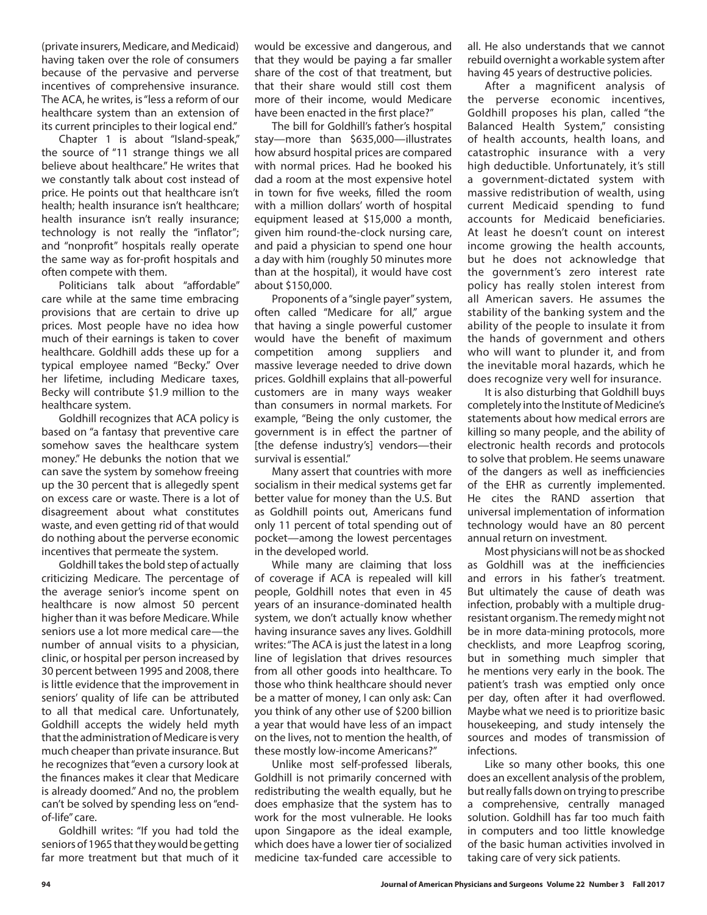(private insurers, Medicare, and Medicaid) having taken over the role of consumers because of the pervasive and perverse incentives of comprehensive insurance. The ACA, he writes, is "less a reform of our healthcare system than an extension of its current principles to their logical end."

Chapter 1 is about "Island-speak," the source of "11 strange things we all believe about healthcare." He writes that we constantly talk about cost instead of price. He points out that healthcare isn't health; health insurance isn't healthcare; health insurance isn't really insurance; technology is not really the "inflator"; and "nonprofit" hospitals really operate the same way as for-profit hospitals and often compete with them.

Politicians talk about "affordable" care while at the same time embracing provisions that are certain to drive up prices. Most people have no idea how much of their earnings is taken to cover healthcare. Goldhill adds these up for a typical employee named "Becky." Over her lifetime, including Medicare taxes, Becky will contribute $1.9 million to the healthcare system.

Goldhill recognizes that ACA policy is based on "a fantasy that preventive care somehow saves the healthcare system money." He debunks the notion that we can save the system by somehow freeing up the 30 percent that is allegedly spent on excess care or waste. There is a lot of disagreement about what constitutes waste, and even getting rid of that would do nothing about the perverse economic incentives that permeate the system.

Goldhill takes the bold step of actually criticizing Medicare. The percentage of the average senior's income spent on healthcare is now almost 50 percent higher than it was before Medicare. While seniors use a lot more medical care—the number of annual visits to a physician, clinic, or hospital per person increased by 30 percent between 1995 and 2008, there is little evidence that the improvement in seniors' quality of life can be attributed to all that medical care. Unfortunately, Goldhill accepts the widely held myth that the administration of Medicare is very much cheaper than private insurance. But he recognizes that "even a cursory look at the finances makes it clear that Medicare is already doomed." And no, the problem can't be solved by spending less on "end-of-life" care.

Goldhill writes: "If you had told the seniors of 1965 that they would be getting far more treatment but that much of it would be excessive and dangerous, and that they would be paying a far smaller share of the cost of that treatment, but that their share would still cost them more of their income, would Medicare have been enacted in the first place?"

The bill for Goldhill's father's hospital stay—more than $635,000—illustrates how absurd hospital prices are compared with normal prices. Had he booked his dad a room at the most expensive hotel in town for five weeks, filled the room with a million dollars' worth of hospital equipment leased at $15,000 a month, given him round-the-clock nursing care, and paid a physician to spend one hour a day with him (roughly 50 minutes more than at the hospital), it would have cost about $150,000.

Proponents of a "single payer" system, often called "Medicare for all," argue that having a single powerful customer would have the benefit of maximum competition among suppliers and massive leverage needed to drive down prices. Goldhill explains that all-powerful customers are in many ways weaker than consumers in normal markets. For example, "Being the only customer, the government is in effect the partner of [the defense industry's] vendors—their survival is essential."

Many assert that countries with more socialism in their medical systems get far better value for money than the U.S. But as Goldhill points out, Americans fund only 11 percent of total spending out of pocket—among the lowest percentages in the developed world.

While many are claiming that loss of coverage if ACA is repealed will kill people, Goldhill notes that even in 45 years of an insurance-dominated health system, we don't actually know whether having insurance saves any lives. Goldhill writes: "The ACA is just the latest in a long line of legislation that drives resources from all other goods into healthcare. To those who think healthcare should never be a matter of money, I can only ask: Can you think of any other use of $200 billion a year that would have less of an impact on the lives, not to mention the health, of these mostly low-income Americans?"

Unlike most self-professed liberals, Goldhill is not primarily concerned with redistributing the wealth equally, but he does emphasize that the system has to work for the most vulnerable. He looks upon Singapore as the ideal example, which does have a lower tier of socialized medicine tax-funded care accessible to all. He also understands that we cannot rebuild overnight a workable system after having 45 years of destructive policies.

After a magnificent analysis of the perverse economic incentives, Goldhill proposes his plan, called "the Balanced Health System," consisting of health accounts, health loans, and catastrophic insurance with a very high deductible. Unfortunately, it's still a government-dictated system with massive redistribution of wealth, using current Medicaid spending to fund accounts for Medicaid beneficiaries. At least he doesn't count on interest income growing the health accounts, but he does not acknowledge that the government's zero interest rate policy has really stolen interest from all American savers. He assumes the stability of the banking system and the ability of the people to insulate it from the hands of government and others who will want to plunder it, and from the inevitable moral hazards, which he does recognize very well for insurance.

It is also disturbing that Goldhill buys completely into the Institute of Medicine's statements about how medical errors are killing so many people, and the ability of electronic health records and protocols to solve that problem. He seems unaware of the dangers as well as inefficiencies of the EHR as currently implemented. He cites the RAND assertion that universal implementation of information technology would have an 80 percent annual return on investment.

Most physicians will not be as shocked as Goldhill was at the inefficiencies and errors in his father's treatment. But ultimately the cause of death was infection, probably with a multiple drug-resistant organism. The remedy might not be in more data-mining protocols, more checklists, and more Leapfrog scoring, but in something much simpler that he mentions very early in the book. The patient's trash was emptied only once per day, often after it had overflowed. Maybe what we need is to prioritize basic housekeeping, and study intensely the sources and modes of transmission of infections.

Like so many other books, this one does an excellent analysis of the problem, but really falls down on trying to prescribe a comprehensive, centrally managed solution. Goldhill has far too much faith in computers and too little knowledge of the basic human activities involved in taking care of very sick patients.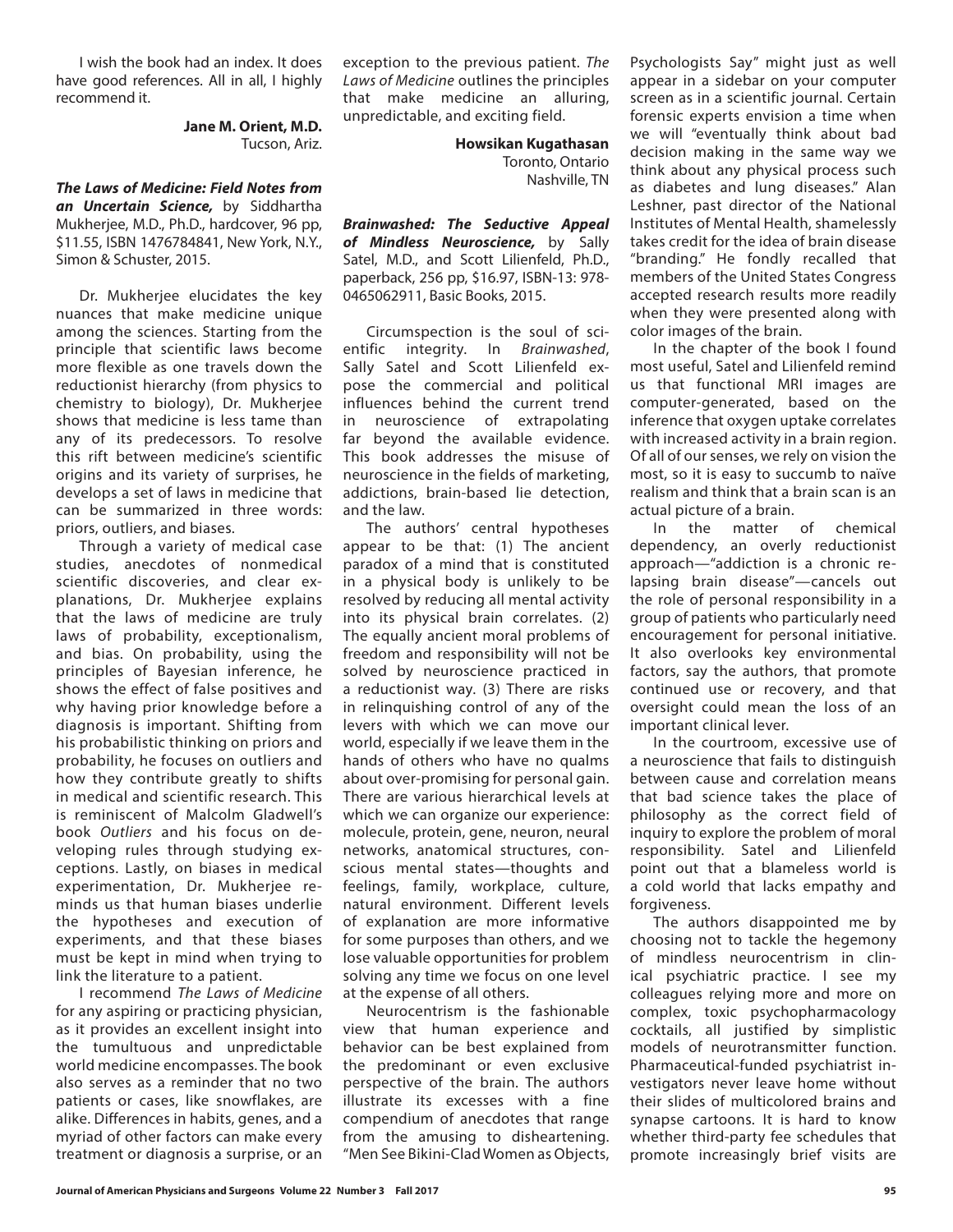I wish the book had an index. It does have good references. All in all, I highly recommend it.

**Jane M. Orient, M.D.**
Tucson, Ariz.

***The Laws of Medicine: Field Notes from an Uncertain Science,*** by Siddhartha Mukherjee, M.D., Ph.D., hardcover, 96 pp, $11.55, ISBN 1476784841, New York, N.Y., Simon & Schuster, 2015.

Dr. Mukherjee elucidates the key nuances that make medicine unique among the sciences. Starting from the principle that scientific laws become more flexible as one travels down the reductionist hierarchy (from physics to chemistry to biology), Dr. Mukherjee shows that medicine is less tame than any of its predecessors. To resolve this rift between medicine's scientific origins and its variety of surprises, he develops a set of laws in medicine that can be summarized in three words: priors, outliers, and biases.

Through a variety of medical case studies, anecdotes of nonmedical scientific discoveries, and clear explanations, Dr. Mukherjee explains that the laws of medicine are truly laws of probability, exceptionalism, and bias. On probability, using the principles of Bayesian inference, he shows the effect of false positives and why having prior knowledge before a diagnosis is important. Shifting from his probabilistic thinking on priors and probability, he focuses on outliers and how they contribute greatly to shifts in medical and scientific research. This is reminiscent of Malcolm Gladwell's book *Outliers* and his focus on developing rules through studying exceptions. Lastly, on biases in medical experimentation, Dr. Mukherjee reminds us that human biases underlie the hypotheses and execution of experiments, and that these biases must be kept in mind when trying to link the literature to a patient.

I recommend *The Laws of Medicine* for any aspiring or practicing physician, as it provides an excellent insight into the tumultuous and unpredictable world medicine encompasses. The book also serves as a reminder that no two patients or cases, like snowflakes, are alike. Differences in habits, genes, and a myriad of other factors can make every treatment or diagnosis a surprise, or an exception to the previous patient. *The Laws of Medicine* outlines the principles that make medicine an alluring, unpredictable, and exciting field.

**Howsikan Kugathasan**
Toronto, Ontario
Nashville, TN

***Brainwashed: The Seductive Appeal of Mindless Neuroscience,*** by Sally Satel, M.D., and Scott Lilienfeld, Ph.D., paperback, 256 pp, $16.97, ISBN-13: 978-0465062911, Basic Books, 2015.

Circumspection is the soul of scientific integrity. In *Brainwashed*, Sally Satel and Scott Lilienfeld expose the commercial and political influences behind the current trend in neuroscience of extrapolating far beyond the available evidence. This book addresses the misuse of neuroscience in the fields of marketing, addictions, brain-based lie detection, and the law.

The authors' central hypotheses appear to be that: (1) The ancient paradox of a mind that is constituted in a physical body is unlikely to be resolved by reducing all mental activity into its physical brain correlates. (2) The equally ancient moral problems of freedom and responsibility will not be solved by neuroscience practiced in a reductionist way. (3) There are risks in relinquishing control of any of the levers with which we can move our world, especially if we leave them in the hands of others who have no qualms about over-promising for personal gain. There are various hierarchical levels at which we can organize our experience: molecule, protein, gene, neuron, neural networks, anatomical structures, conscious mental states—thoughts and feelings, family, workplace, culture, natural environment. Different levels of explanation are more informative for some purposes than others, and we lose valuable opportunities for problem solving any time we focus on one level at the expense of all others.

Neurocentrism is the fashionable view that human experience and behavior can be best explained from the predominant or even exclusive perspective of the brain. The authors illustrate its excesses with a fine compendium of anecdotes that range from the amusing to disheartening. "Men See Bikini-Clad Women as Objects, Psychologists Say" might just as well appear in a sidebar on your computer screen as in a scientific journal. Certain forensic experts envision a time when we will "eventually think about bad decision making in the same way we think about any physical process such as diabetes and lung diseases." Alan Leshner, past director of the National Institutes of Mental Health, shamelessly takes credit for the idea of brain disease "branding." He fondly recalled that members of the United States Congress accepted research results more readily when they were presented along with color images of the brain.

In the chapter of the book I found most useful, Satel and Lilienfeld remind us that functional MRI images are computer-generated, based on the inference that oxygen uptake correlates with increased activity in a brain region. Of all of our senses, we rely on vision the most, so it is easy to succumb to naïve realism and think that a brain scan is an actual picture of a brain.

In the matter of chemical dependency, an overly reductionist approach—"addiction is a chronic relapsing brain disease"—cancels out the role of personal responsibility in a group of patients who particularly need encouragement for personal initiative. It also overlooks key environmental factors, say the authors, that promote continued use or recovery, and that oversight could mean the loss of an important clinical lever.

In the courtroom, excessive use of a neuroscience that fails to distinguish between cause and correlation means that bad science takes the place of philosophy as the correct field of inquiry to explore the problem of moral responsibility. Satel and Lilienfeld point out that a blameless world is a cold world that lacks empathy and forgiveness.

The authors disappointed me by choosing not to tackle the hegemony of mindless neurocentrism in clinical psychiatric practice. I see my colleagues relying more and more on complex, toxic psychopharmacology cocktails, all justified by simplistic models of neurotransmitter function. Pharmaceutical-funded psychiatrist investigators never leave home without their slides of multicolored brains and synapse cartoons. It is hard to know whether third-party fee schedules that promote increasingly brief visits are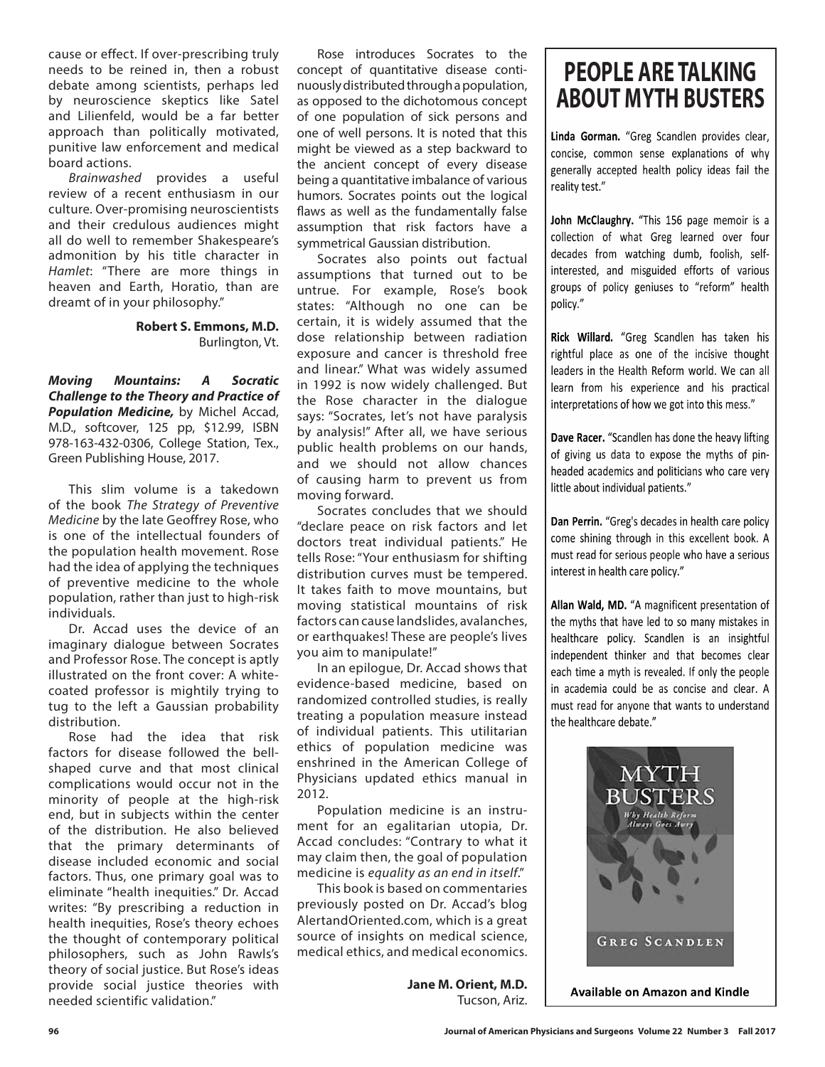cause or effect. If over-prescribing truly needs to be reined in, then a robust debate among scientists, perhaps led by neuroscience skeptics like Satel and Lilienfeld, would be a far better approach than politically motivated, punitive law enforcement and medical board actions.

*Brainwashed* provides a useful review of a recent enthusiasm in our culture. Over-promising neuroscientists and their credulous audiences might all do well to remember Shakespeare's admonition by his title character in *Hamlet*: "There are more things in heaven and Earth, Horatio, than are dreamt of in your philosophy."

**Robert S. Emmons, M.D.**
Burlington, Vt.

***Moving Mountains: A Socratic Challenge to the Theory and Practice of Population Medicine,*** by Michel Accad, M.D., softcover, 125 pp, $12.99, ISBN 978-163-432-0306, College Station, Tex., Green Publishing House, 2017.

This slim volume is a takedown of the book *The Strategy of Preventive Medicine* by the late Geoffrey Rose, who is one of the intellectual founders of the population health movement. Rose had the idea of applying the techniques of preventive medicine to the whole population, rather than just to high-risk individuals.

Dr. Accad uses the device of an imaginary dialogue between Socrates and Professor Rose. The concept is aptly illustrated on the front cover: A white-coated professor is mightily trying to tug to the left a Gaussian probability distribution.

Rose had the idea that risk factors for disease followed the bell-shaped curve and that most clinical complications would occur not in the minority of people at the high-risk end, but in subjects within the center of the distribution. He also believed that the primary determinants of disease included economic and social factors. Thus, one primary goal was to eliminate "health inequities." Dr. Accad writes: "By prescribing a reduction in health inequities, Rose's theory echoes the thought of contemporary political philosophers, such as John Rawls's theory of social justice. But Rose's ideas provide social justice theories with needed scientific validation."

Rose introduces Socrates to the concept of quantitative disease continuously distributed through a population, as opposed to the dichotomous concept of one population of sick persons and one of well persons. It is noted that this might be viewed as a step backward to the ancient concept of every disease being a quantitative imbalance of various humors. Socrates points out the logical flaws as well as the fundamentally false assumption that risk factors have a symmetrical Gaussian distribution.

Socrates also points out factual assumptions that turned out to be untrue. For example, Rose's book states: "Although no one can be certain, it is widely assumed that the dose relationship between radiation exposure and cancer is threshold free and linear." What was widely assumed in 1992 is now widely challenged. But the Rose character in the dialogue says: "Socrates, let's not have paralysis by analysis!" After all, we have serious public health problems on our hands, and we should not allow chances of causing harm to prevent us from moving forward.

Socrates concludes that we should "declare peace on risk factors and let doctors treat individual patients." He tells Rose: "Your enthusiasm for shifting distribution curves must be tempered. It takes faith to move mountains, but moving statistical mountains of risk factors can cause landslides, avalanches, or earthquakes! These are people's lives you aim to manipulate!"

In an epilogue, Dr. Accad shows that evidence-based medicine, based on randomized controlled studies, is really treating a population measure instead of individual patients. This utilitarian ethics of population medicine was enshrined in the American College of Physicians updated ethics manual in 2012.

Population medicine is an instrument for an egalitarian utopia, Dr. Accad concludes: "Contrary to what it may claim then, the goal of population medicine is *equality as an end in itself*."

This book is based on commentaries previously posted on Dr. Accad's blog AlertandOriented.com, which is a great source of insights on medical science, medical ethics, and medical economics.

**Jane M. Orient, M.D.**
Tucson, Ariz.

# PEOPLE ARE TALKING ABOUT MYTH BUSTERS

**Linda Gorman.** "Greg Scandlen provides clear, concise, common sense explanations of why generally accepted health policy ideas fail the reality test."

**John McClaughry.** "This 156 page memoir is a collection of what Greg learned over four decades from watching dumb, foolish, self-interested, and misguided efforts of various groups of policy geniuses to "reform" health policy."

**Rick Willard.** "Greg Scandlen has taken his rightful place as one of the incisive thought leaders in the Health Reform world. We can all learn from his experience and his practical interpretations of how we got into this mess."

**Dave Racer.** "Scandlen has done the heavy lifting of giving us data to expose the myths of pin-headed academics and politicians who care very little about individual patients."

**Dan Perrin.** "Greg's decades in health care policy come shining through in this excellent book. A must read for serious people who have a serious interest in health care policy."

**Allan Wald, MD.** "A magnificent presentation of the myths that have led to so many mistakes in healthcare policy. Scandlen is an insightful independent thinker and that becomes clear each time a myth is revealed. If only the people in academia could be as concise and clear. A must read for anyone that wants to understand the healthcare debate."

MYTH BUSTERS
*Why Health Reform Always Goes Awry*
GREG SCANDLEN

**Available on Amazon and Kindle**